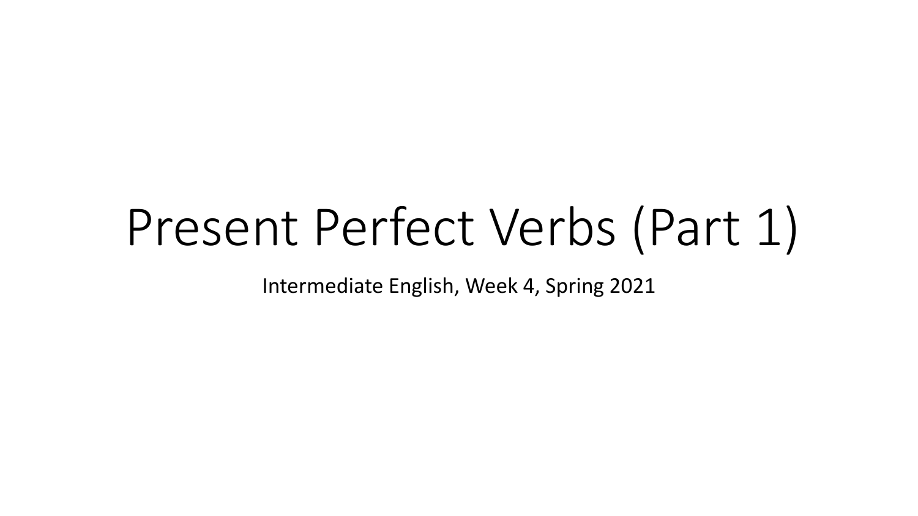# Present Perfect Verbs (Part 1)

Intermediate English, Week 4, Spring 2021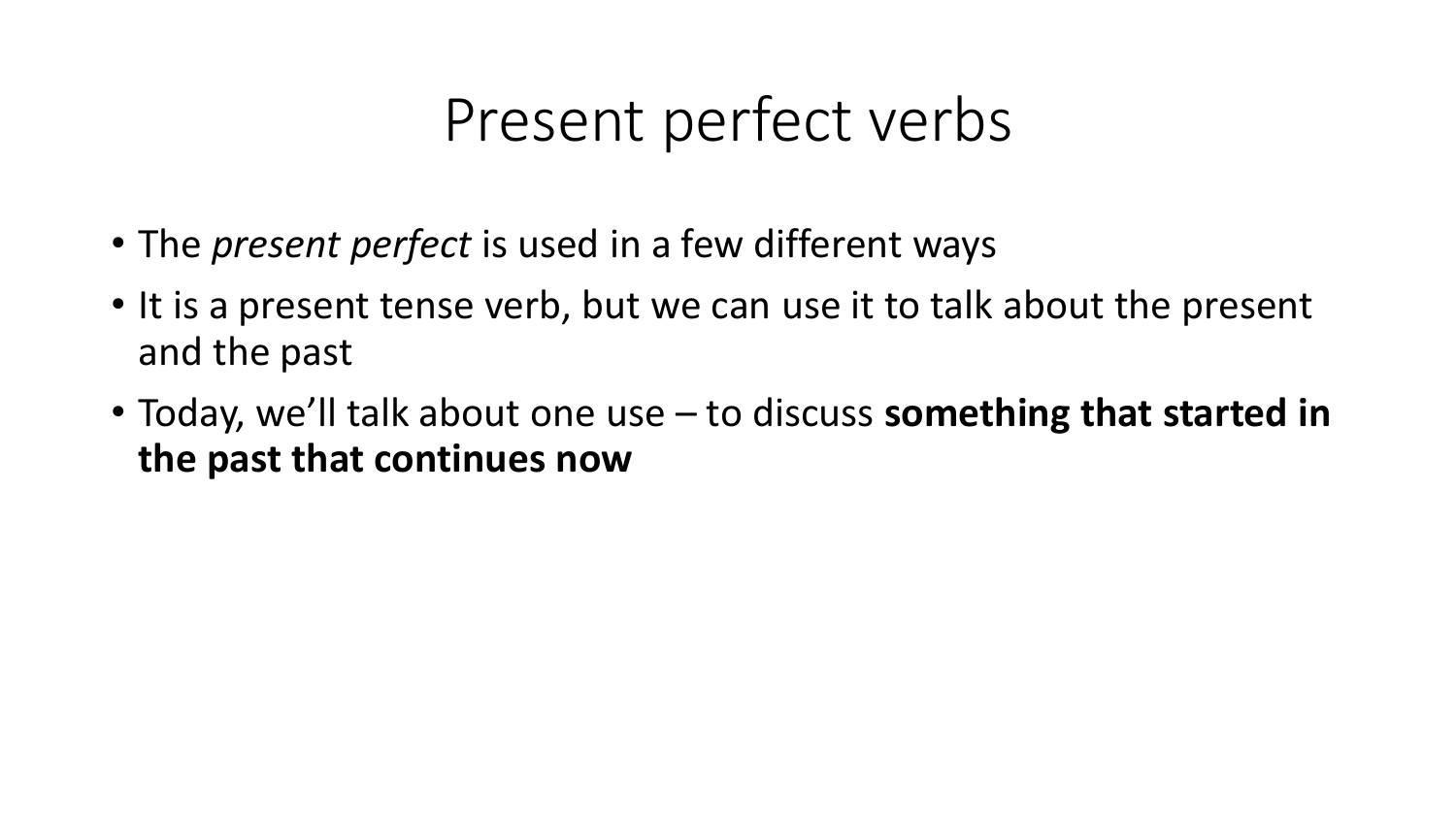# Present perfect verbs

- The *present perfect* is used in a few different ways
- It is a present tense verb, but we can use it to talk about the present and the past
- Today, we'll talk about one use – to discuss **something that started in the past that continues now**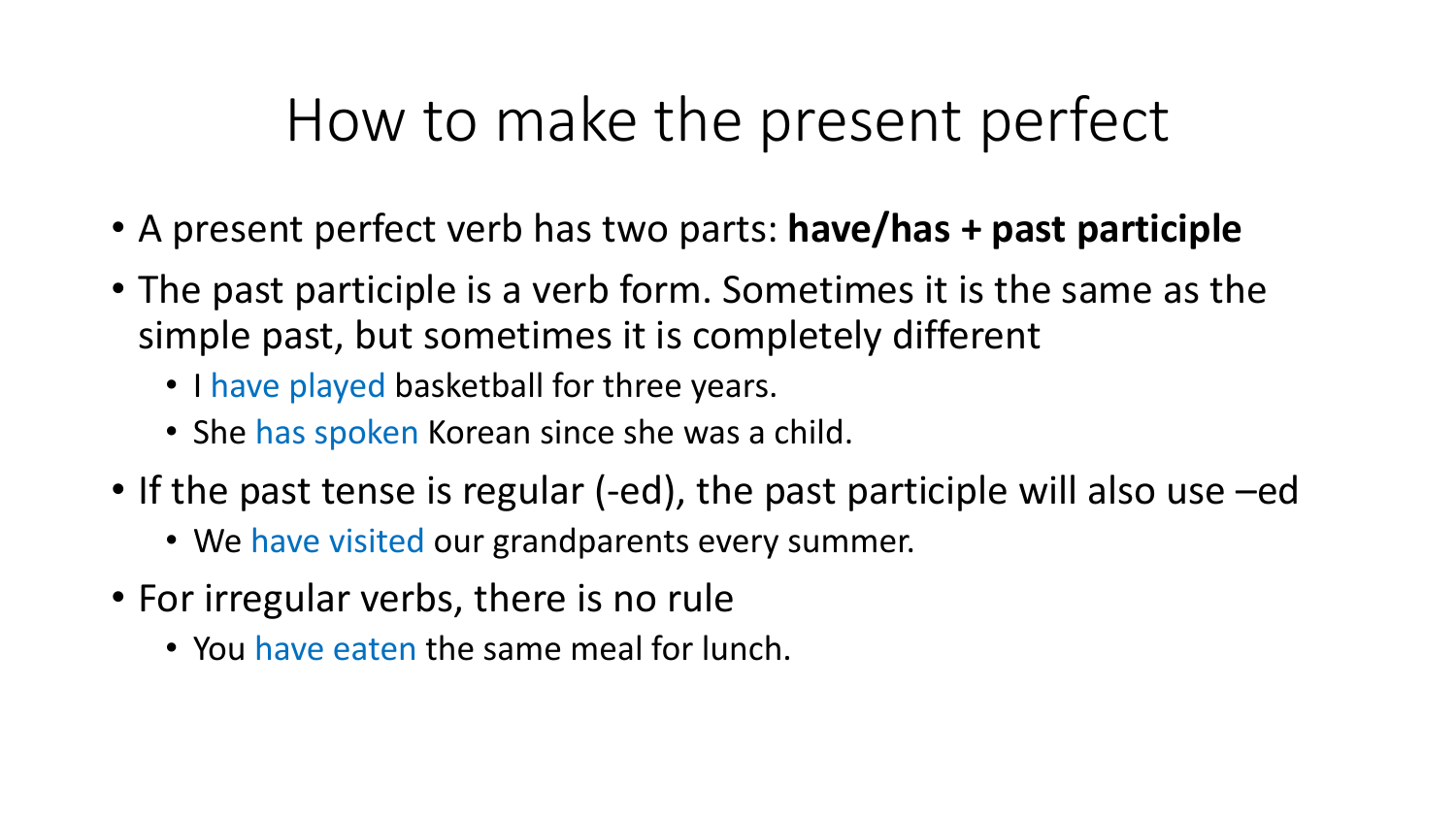# How to make the present perfect

- A present perfect verb has two parts: **have/has + past participle**
- The past participle is a verb form. Sometimes it is the same as the simple past, but sometimes it is completely different
  - I have played basketball for three years.
  - She has spoken Korean since she was a child.
- If the past tense is regular (-ed), the past participle will also use –ed
  - We have visited our grandparents every summer.
- For irregular verbs, there is no rule
  - You have eaten the same meal for lunch.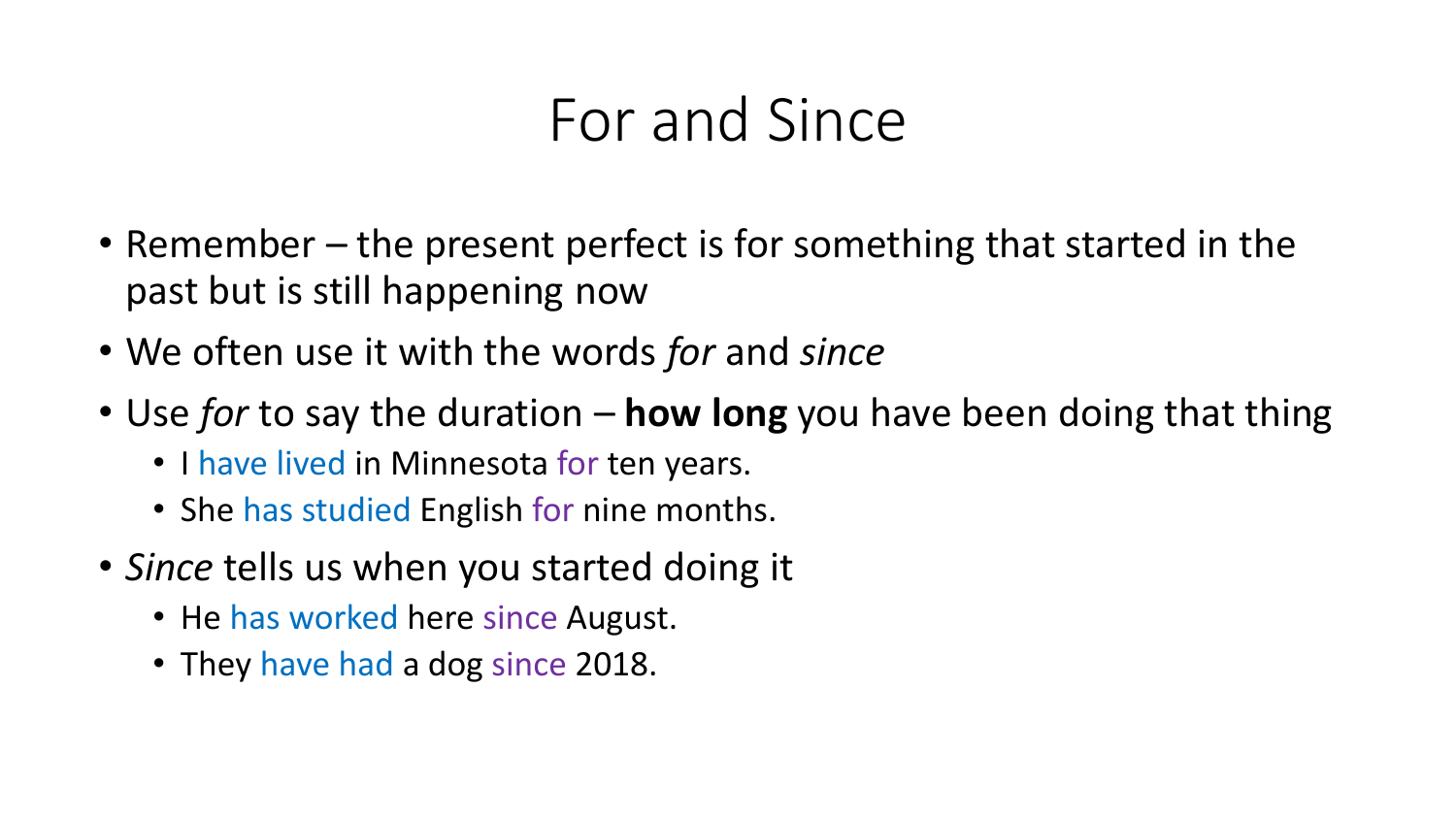# For and Since

- Remember – the present perfect is for something that started in the past but is still happening now
- We often use it with the words *for* and *since*
- Use *for* to say the duration – **how long** you have been doing that thing
  - I have lived in Minnesota for ten years.
  - She has studied English for nine months.
- *Since* tells us when you started doing it
  - He has worked here since August.
  - They have had a dog since 2018.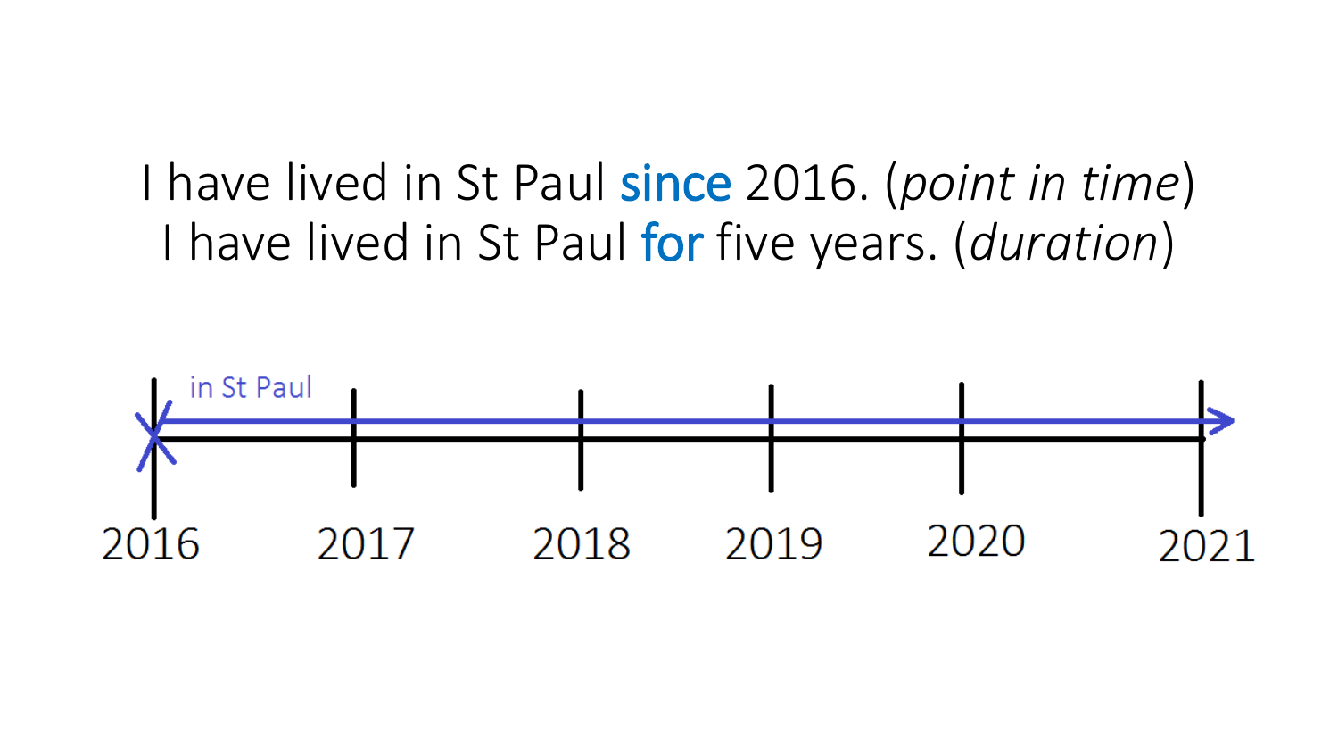I have lived in St Paul **since** 2016. (*point in time*)
I have lived in St Paul **for** five years. (*duration*)

in St Paul

2016 2017 2018 2019 2020 2021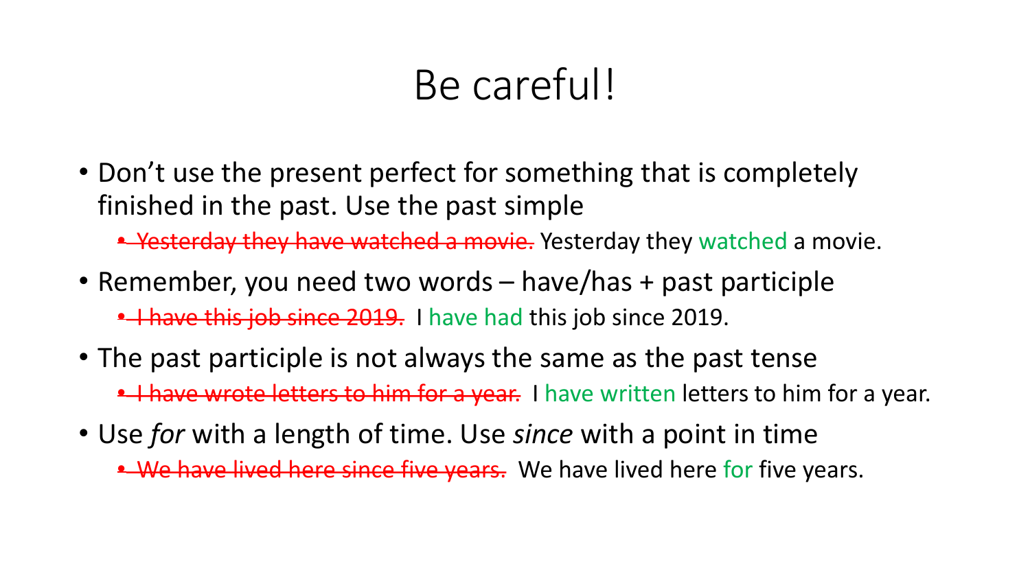# Be careful!

- Don't use the present perfect for something that is completely finished in the past. Use the past simple
  - ~~Yesterday they have watched a movie.~~ Yesterday they watched a movie.
- Remember, you need two words – have/has + past participle
  - ~~I have this job since 2019.~~ I have had this job since 2019.
- The past participle is not always the same as the past tense
  - ~~I have wrote letters to him for a year.~~ I have written letters to him for a year.
- Use *for* with a length of time. Use *since* with a point in time
  - ~~We have lived here since five years.~~ We have lived here for five years.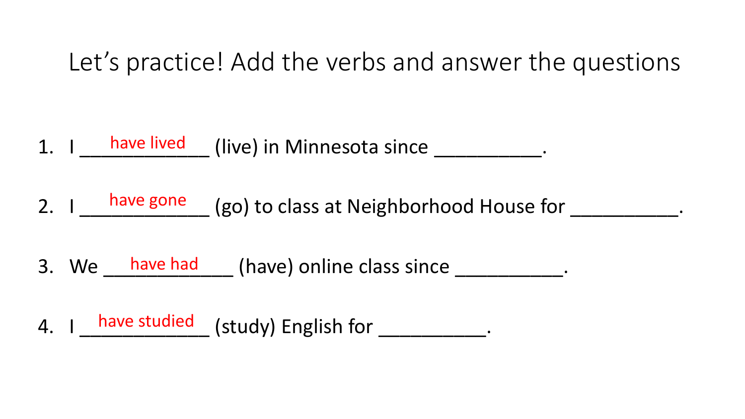# Let's practice! Add the verbs and answer the questions

1. I \_\_have lived\_\_ (live) in Minnesota since \_\_\_\_\_\_\_\_\_\_.
2. I \_\_have gone\_\_ (go) to class at Neighborhood House for \_\_\_\_\_\_\_\_\_\_.
3. We \_\_have had\_\_ (have) online class since \_\_\_\_\_\_\_\_\_\_.
4. I \_\_have studied\_\_ (study) English for \_\_\_\_\_\_\_\_\_\_.